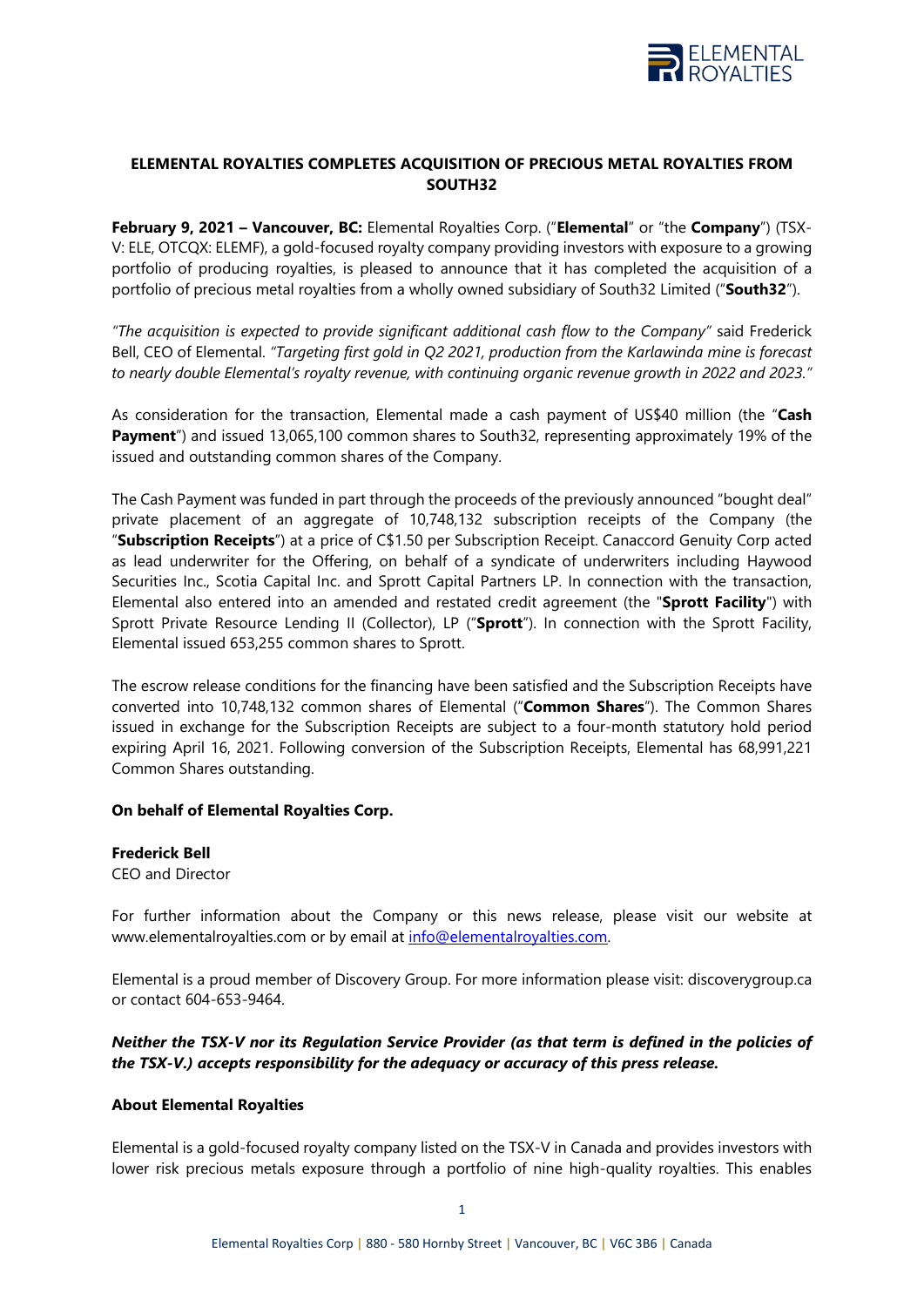# ELEMENTAL ROYALTIES COMPLETES ACQUISITION OF PRECIOUS METAL ROYALTIES FROM SOUTH32

**February 9, 2021 – Vancouver, BC:** Elemental Royalties Corp. ("**Elemental**" or "the **Company**") (TSX-V: ELE, OTCQX: ELEMF), a gold-focused royalty company providing investors with exposure to a growing portfolio of producing royalties, is pleased to announce that it has completed the acquisition of a portfolio of precious metal royalties from a wholly owned subsidiary of South32 Limited ("**South32**").

*"The acquisition is expected to provide significant additional cash flow to the Company"* said Frederick Bell, CEO of Elemental. *"Targeting first gold in Q2 2021, production from the Karlawinda mine is forecast to nearly double Elemental's royalty revenue, with continuing organic revenue growth in 2022 and 2023."*

As consideration for the transaction, Elemental made a cash payment of US$40 million (the "**Cash Payment**") and issued 13,065,100 common shares to South32, representing approximately 19% of the issued and outstanding common shares of the Company.

The Cash Payment was funded in part through the proceeds of the previously announced "bought deal" private placement of an aggregate of 10,748,132 subscription receipts of the Company (the "**Subscription Receipts**") at a price of C$1.50 per Subscription Receipt. Canaccord Genuity Corp acted as lead underwriter for the Offering, on behalf of a syndicate of underwriters including Haywood Securities Inc., Scotia Capital Inc. and Sprott Capital Partners LP. In connection with the transaction, Elemental also entered into an amended and restated credit agreement (the "**Sprott Facility**") with Sprott Private Resource Lending II (Collector), LP ("**Sprott**"). In connection with the Sprott Facility, Elemental issued 653,255 common shares to Sprott.

The escrow release conditions for the financing have been satisfied and the Subscription Receipts have converted into 10,748,132 common shares of Elemental ("**Common Shares**"). The Common Shares issued in exchange for the Subscription Receipts are subject to a four-month statutory hold period expiring April 16, 2021. Following conversion of the Subscription Receipts, Elemental has 68,991,221 Common Shares outstanding.

**On behalf of Elemental Royalties Corp.**

**Frederick Bell**
CEO and Director

For further information about the Company or this news release, please visit our website at www.elementalroyalties.com or by email at info@elementalroyalties.com.

Elemental is a proud member of Discovery Group. For more information please visit: discoverygroup.ca or contact 604-653-9464.

***Neither the TSX-V nor its Regulation Service Provider (as that term is defined in the policies of the TSX-V.) accepts responsibility for the adequacy or accuracy of this press release.***

**About Elemental Royalties**

Elemental is a gold-focused royalty company listed on the TSX-V in Canada and provides investors with lower risk precious metals exposure through a portfolio of nine high-quality royalties. This enables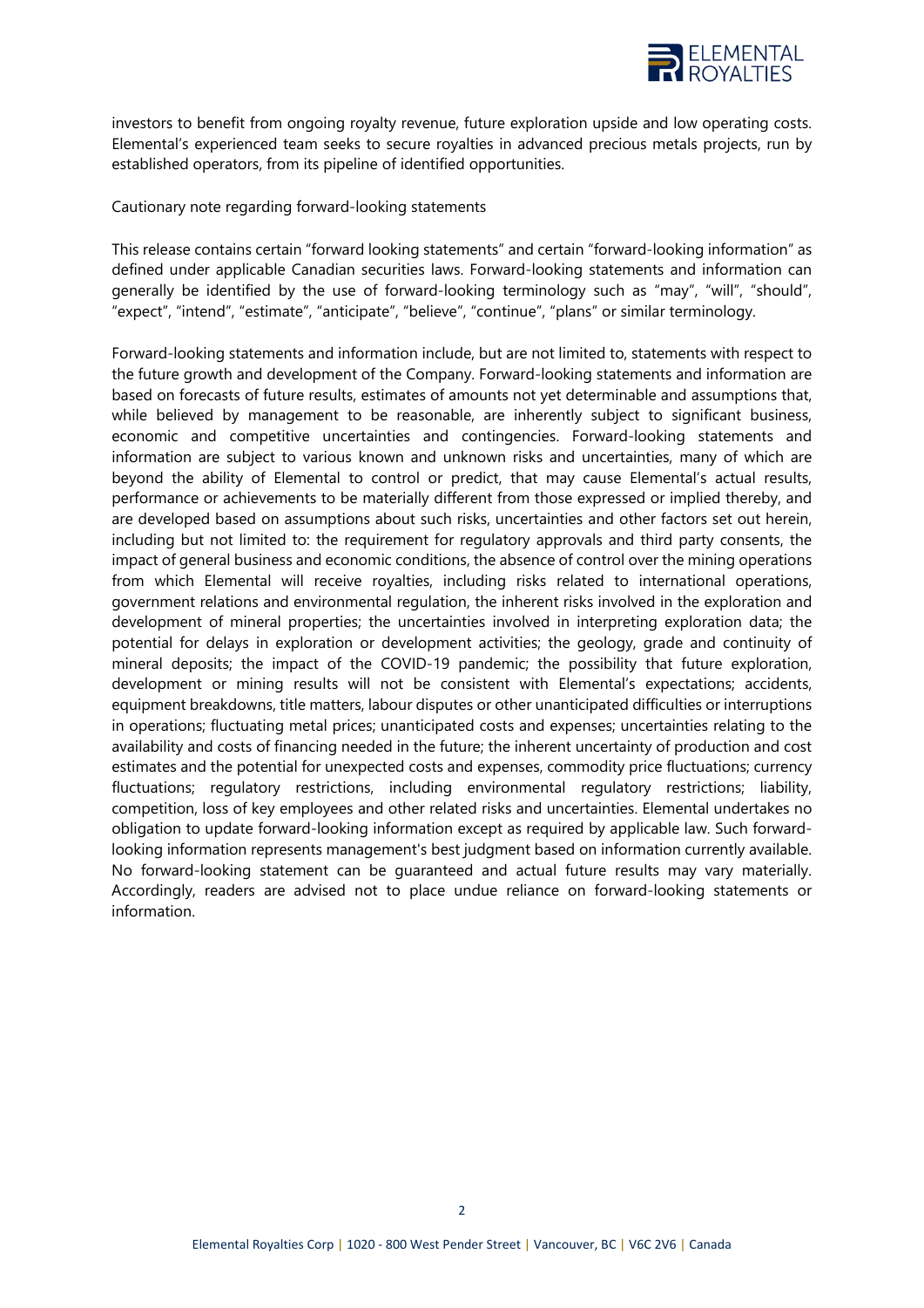investors to benefit from ongoing royalty revenue, future exploration upside and low operating costs. Elemental's experienced team seeks to secure royalties in advanced precious metals projects, run by established operators, from its pipeline of identified opportunities.

Cautionary note regarding forward-looking statements

This release contains certain "forward looking statements" and certain "forward-looking information" as defined under applicable Canadian securities laws. Forward-looking statements and information can generally be identified by the use of forward-looking terminology such as "may", "will", "should", "expect", "intend", "estimate", "anticipate", "believe", "continue", "plans" or similar terminology.

Forward-looking statements and information include, but are not limited to, statements with respect to the future growth and development of the Company. Forward-looking statements and information are based on forecasts of future results, estimates of amounts not yet determinable and assumptions that, while believed by management to be reasonable, are inherently subject to significant business, economic and competitive uncertainties and contingencies. Forward-looking statements and information are subject to various known and unknown risks and uncertainties, many of which are beyond the ability of Elemental to control or predict, that may cause Elemental's actual results, performance or achievements to be materially different from those expressed or implied thereby, and are developed based on assumptions about such risks, uncertainties and other factors set out herein, including but not limited to: the requirement for regulatory approvals and third party consents, the impact of general business and economic conditions, the absence of control over the mining operations from which Elemental will receive royalties, including risks related to international operations, government relations and environmental regulation, the inherent risks involved in the exploration and development of mineral properties; the uncertainties involved in interpreting exploration data; the potential for delays in exploration or development activities; the geology, grade and continuity of mineral deposits; the impact of the COVID-19 pandemic; the possibility that future exploration, development or mining results will not be consistent with Elemental's expectations; accidents, equipment breakdowns, title matters, labour disputes or other unanticipated difficulties or interruptions in operations; fluctuating metal prices; unanticipated costs and expenses; uncertainties relating to the availability and costs of financing needed in the future; the inherent uncertainty of production and cost estimates and the potential for unexpected costs and expenses, commodity price fluctuations; currency fluctuations; regulatory restrictions, including environmental regulatory restrictions; liability, competition, loss of key employees and other related risks and uncertainties. Elemental undertakes no obligation to update forward-looking information except as required by applicable law. Such forward-looking information represents management's best judgment based on information currently available. No forward-looking statement can be guaranteed and actual future results may vary materially. Accordingly, readers are advised not to place undue reliance on forward-looking statements or information.